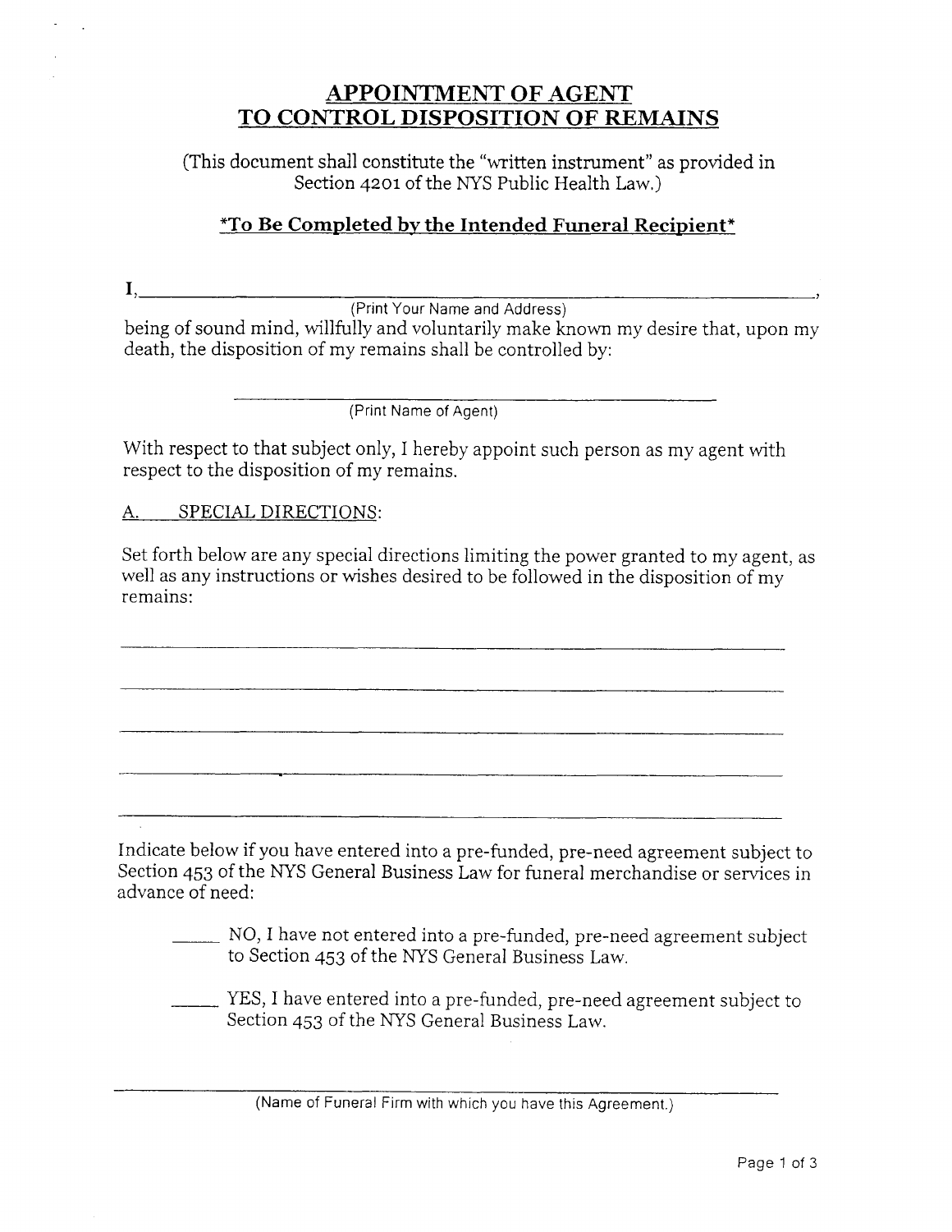# APPOINTMENT OF AGENT TO CONTROL DISPOSITION OF REMAINS

(This document shall constitute the "written instrument" as provided in Section 4201 of the NYS Public Health Law.)

**\*To Be Completed by the Intended Funeral Recipient\***

I, ______________________________________________________________________,
(Print Your Name and Address)
being of sound mind, willfully and voluntarily make known my desire that, upon my death, the disposition of my remains shall be controlled by:

______________________________________________
(Print Name of Agent)

With respect to that subject only, I hereby appoint such person as my agent with respect to the disposition of my remains.

A. SPECIAL DIRECTIONS:

Set forth below are any special directions limiting the power granted to my agent, as well as any instructions or wishes desired to be followed in the disposition of my remains:

______________________________________________________________________

______________________________________________________________________

______________________________________________________________________

______________________________________________________________________

______________________________________________________________________

Indicate below if you have entered into a pre-funded, pre-need agreement subject to Section 453 of the NYS General Business Law for funeral merchandise or services in advance of need:

_____ NO, I have not entered into a pre-funded, pre-need agreement subject to Section 453 of the NYS General Business Law.

_____ YES, I have entered into a pre-funded, pre-need agreement subject to Section 453 of the NYS General Business Law.

______________________________________________________________________
(Name of Funeral Firm with which you have this Agreement.)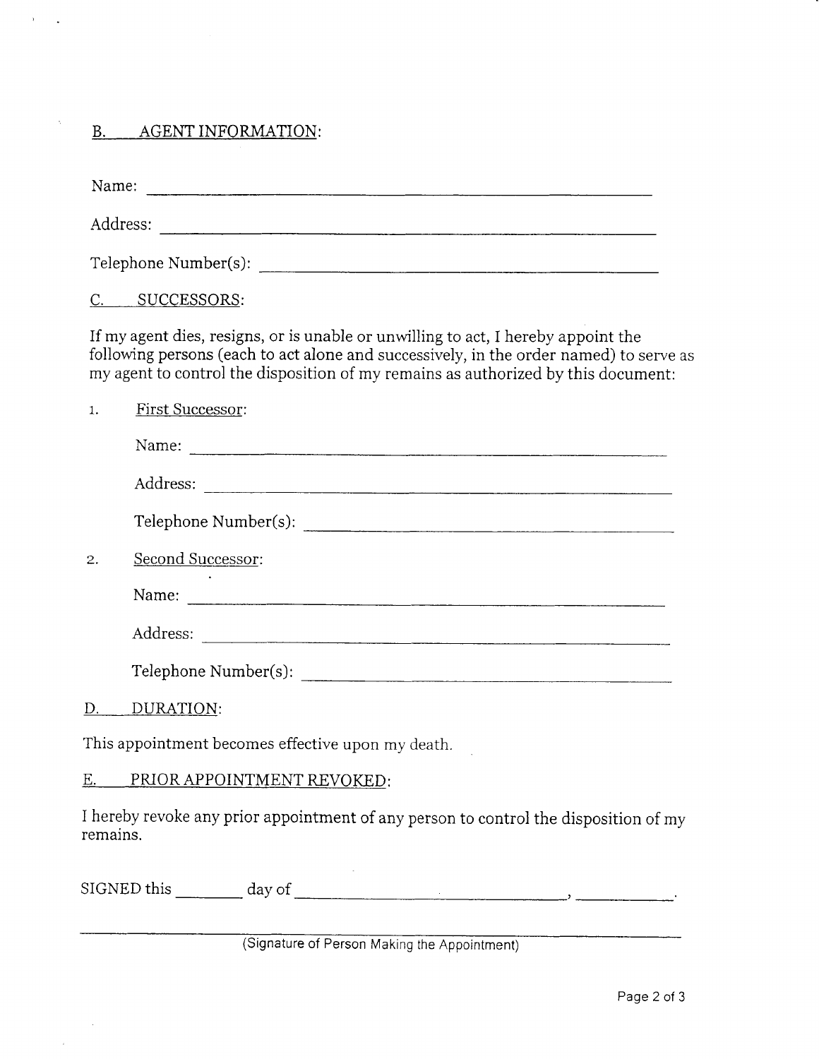## B. AGENT INFORMATION:

Name: ______________________________________________

Address: ______________________________________________

Telephone Number(s): ______________________________________

## C. SUCCESSORS:

If my agent dies, resigns, or is unable or unwilling to act, I hereby appoint the following persons (each to act alone and successively, in the order named) to serve as my agent to control the disposition of my remains as authorized by this document:

1. First Successor:

   Name: ______________________________________________

   Address: ______________________________________________

   Telephone Number(s): ______________________________________

2. Second Successor:

   Name: ______________________________________________

   Address: ______________________________________________

   Telephone Number(s): ______________________________________

## D. DURATION:

This appointment becomes effective upon my death.

## E. PRIOR APPOINTMENT REVOKED:

I hereby revoke any prior appointment of any person to control the disposition of my remains.

SIGNED this ________ day of ______________________________, ___________.

______________________________________________________________
(Signature of Person Making the Appointment)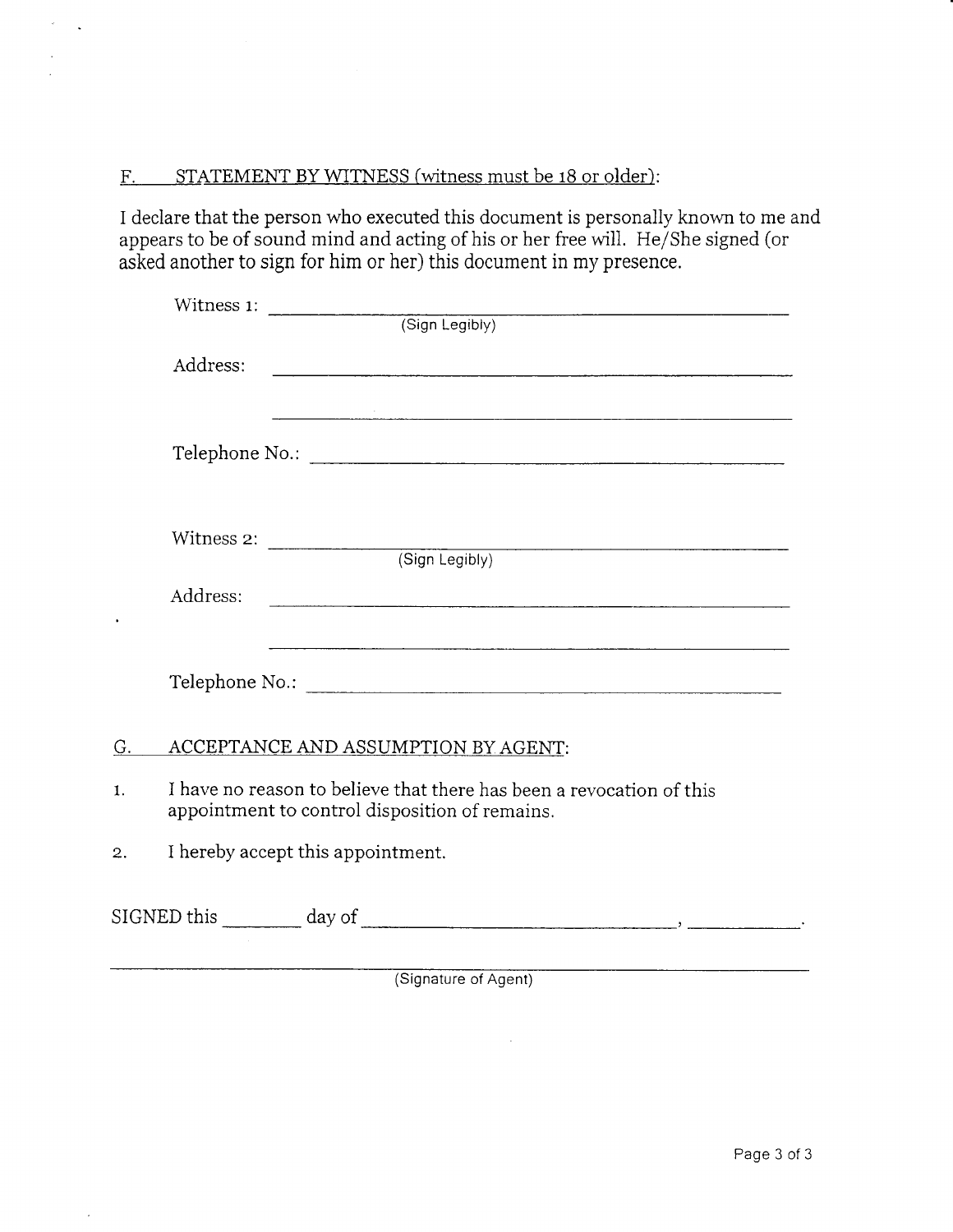F. STATEMENT BY WITNESS (witness must be 18 or older):

I declare that the person who executed this document is personally known to me and appears to be of sound mind and acting of his or her free will. He/She signed (or asked another to sign for him or her) this document in my presence.

Witness 1: ____________________________________________
(Sign Legibly)

Address: ____________________________________________

____________________________________________

Telephone No.: ____________________________________________

Witness 2: ____________________________________________
(Sign Legibly)

Address: ____________________________________________

____________________________________________

Telephone No.: ____________________________________________

G. ACCEPTANCE AND ASSUMPTION BY AGENT:

1. I have no reason to believe that there has been a revocation of this appointment to control disposition of remains.

2. I hereby accept this appointment.

SIGNED this ________ day of ______________________________, __________.

____________________________________________
(Signature of Agent)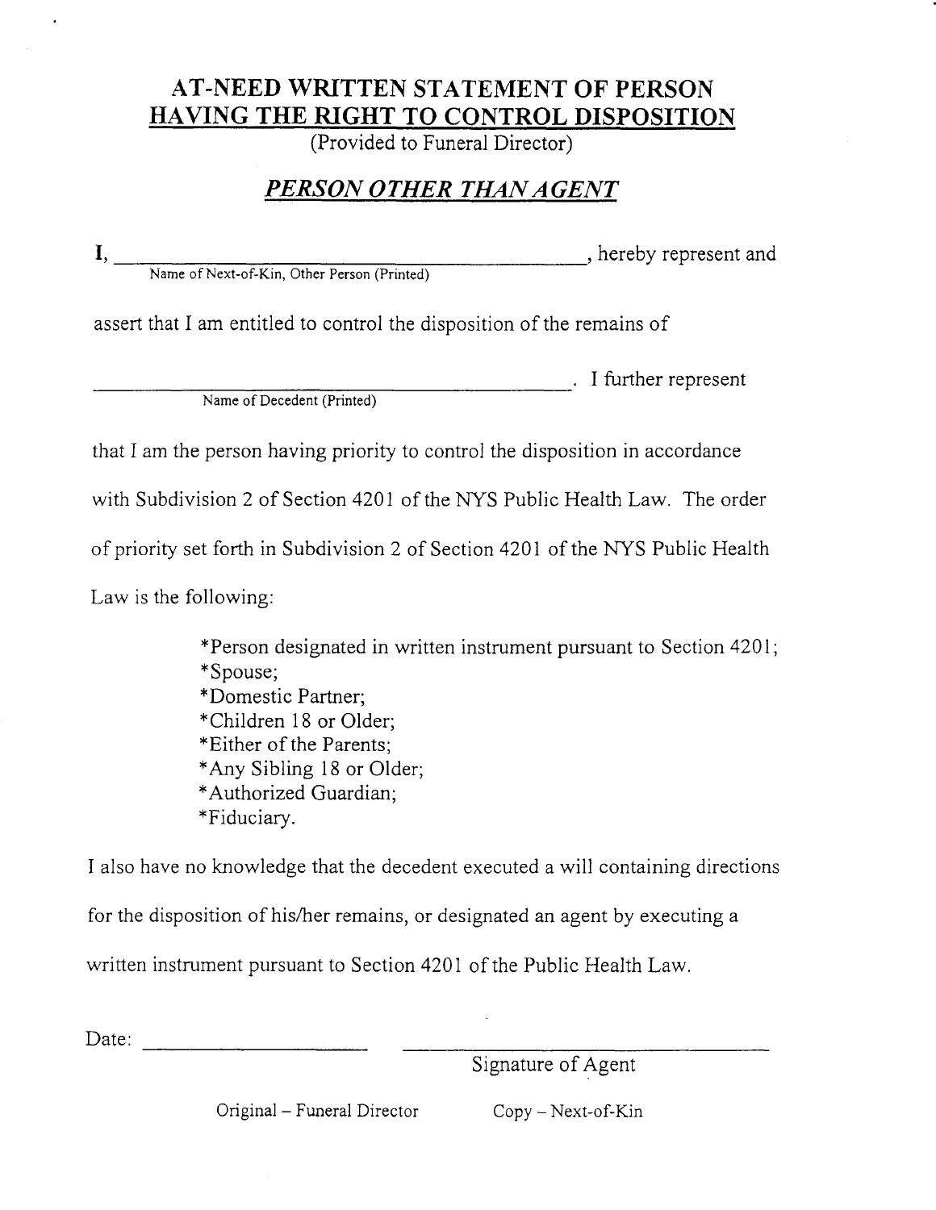# AT-NEED WRITTEN STATEMENT OF PERSON HAVING THE RIGHT TO CONTROL DISPOSITION

(Provided to Funeral Director)

## *PERSON OTHER THAN AGENT*

I, ______________________________________________, hereby represent and
Name of Next-of-Kin, Other Person (Printed)

assert that I am entitled to control the disposition of the remains of

______________________________________________. I further represent
Name of Decedent (Printed)

that I am the person having priority to control the disposition in accordance with Subdivision 2 of Section 4201 of the NYS Public Health Law. The order of priority set forth in Subdivision 2 of Section 4201 of the NYS Public Health Law is the following:

*Person designated in written instrument pursuant to Section 4201;
*Spouse;
*Domestic Partner;
*Children 18 or Older;
*Either of the Parents;
*Any Sibling 18 or Older;
*Authorized Guardian;
*Fiduciary.

I also have no knowledge that the decedent executed a will containing directions for the disposition of his/her remains, or designated an agent by executing a written instrument pursuant to Section 4201 of the Public Health Law.

Date: ____________________ ______________________________
Signature of Agent

Original – Funeral Director Copy – Next-of-Kin